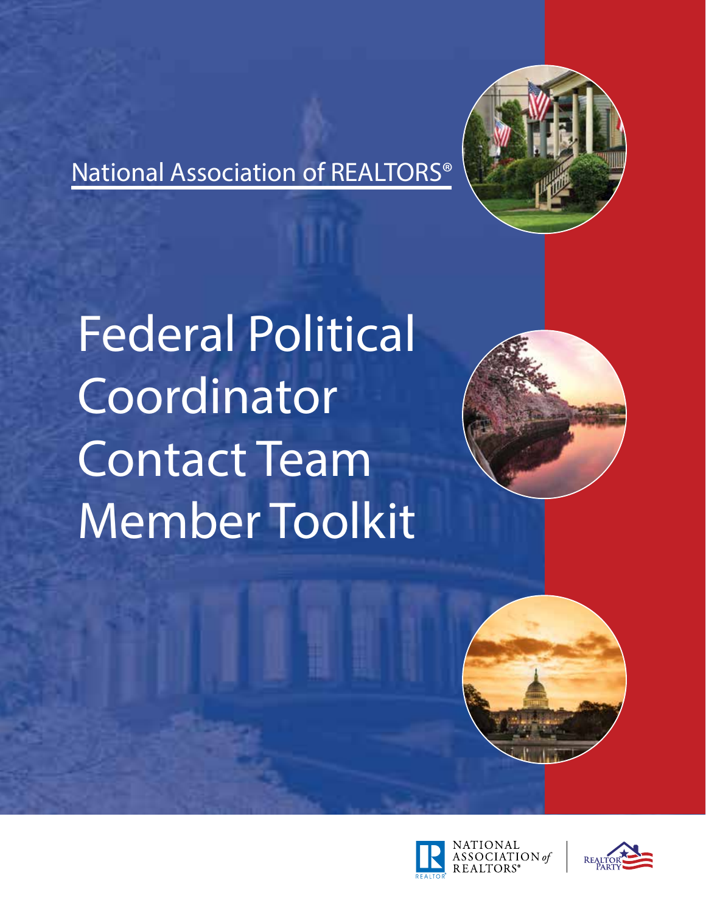National Association of REALTORS®

# Federal Political Coordinator Contact Team Member Toolkit

NATIONAL ASSOCIATION of REALTORS®

REALTOR PARTY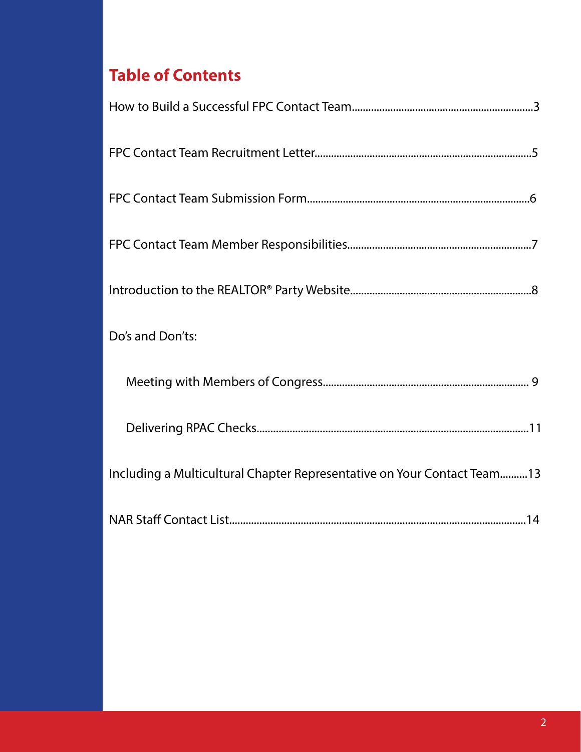# Table of Contents

How to Build a Successful FPC Contact Team....3

FPC Contact Team Recruitment Letter....5

FPC Contact Team Submission Form....6

FPC Contact Team Member Responsibilities....7

Introduction to the REALTOR® Party Website....8

Do's and Don'ts:

- Meeting with Members of Congress.... 9
- Delivering RPAC Checks....11

Including a Multicultural Chapter Representative on Your Contact Team....13

NAR Staff Contact List....14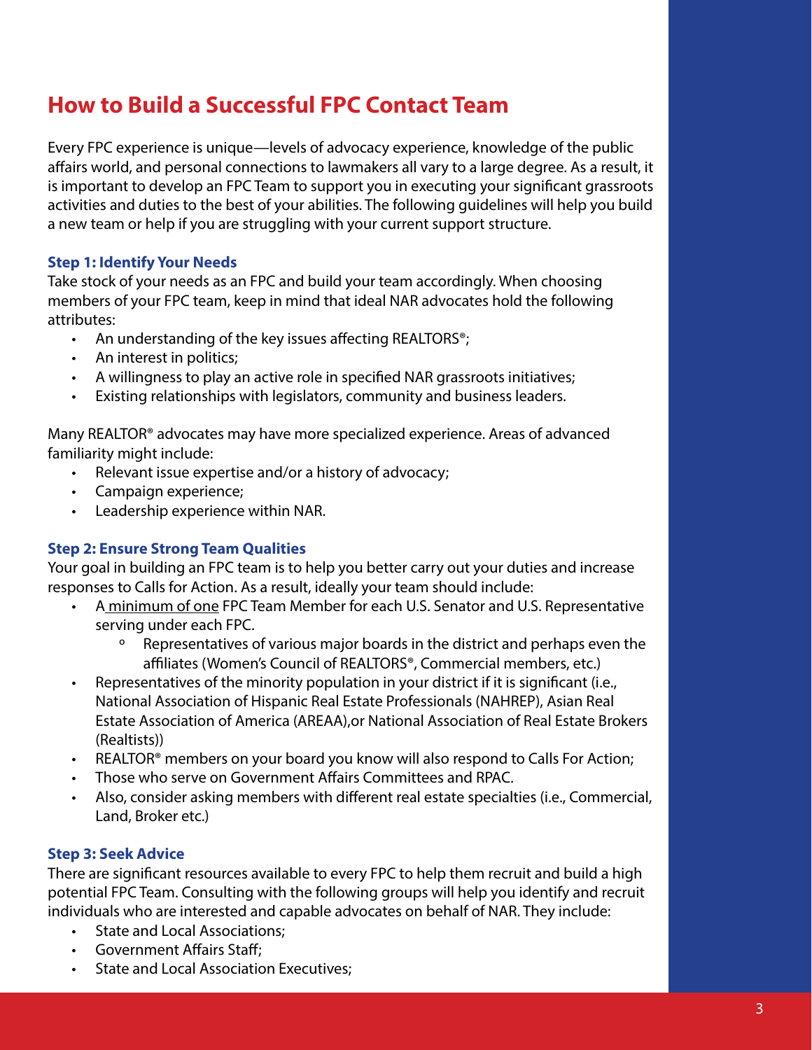## How to Build a Successful FPC Contact Team

Every FPC experience is unique—levels of advocacy experience, knowledge of the public affairs world, and personal connections to lawmakers all vary to a large degree. As a result, it is important to develop an FPC Team to support you in executing your significant grassroots activities and duties to the best of your abilities. The following guidelines will help you build a new team or help if you are struggling with your current support structure.

### Step 1: Identify Your Needs

Take stock of your needs as an FPC and build your team accordingly. When choosing members of your FPC team, keep in mind that ideal NAR advocates hold the following attributes:

- An understanding of the key issues affecting REALTORS®;
- An interest in politics;
- A willingness to play an active role in specified NAR grassroots initiatives;
- Existing relationships with legislators, community and business leaders.

Many REALTOR® advocates may have more specialized experience. Areas of advanced familiarity might include:

- Relevant issue expertise and/or a history of advocacy;
- Campaign experience;
- Leadership experience within NAR.

### Step 2: Ensure Strong Team Qualities

Your goal in building an FPC team is to help you better carry out your duties and increase responses to Calls for Action. As a result, ideally your team should include:

- A <u>minimum of one</u> FPC Team Member for each U.S. Senator and U.S. Representative serving under each FPC.
    - Representatives of various major boards in the district and perhaps even the affiliates (Women's Council of REALTORS®, Commercial members, etc.)
- Representatives of the minority population in your district if it is significant (i.e., National Association of Hispanic Real Estate Professionals (NAHREP), Asian Real Estate Association of America (AREAA),or National Association of Real Estate Brokers (Realtists))
- REALTOR® members on your board you know will also respond to Calls For Action;
- Those who serve on Government Affairs Committees and RPAC.
- Also, consider asking members with different real estate specialties (i.e., Commercial, Land, Broker etc.)

### Step 3: Seek Advice

There are significant resources available to every FPC to help them recruit and build a high potential FPC Team. Consulting with the following groups will help you identify and recruit individuals who are interested and capable advocates on behalf of NAR. They include:

- State and Local Associations;
- Government Affairs Staff;
- State and Local Association Executives;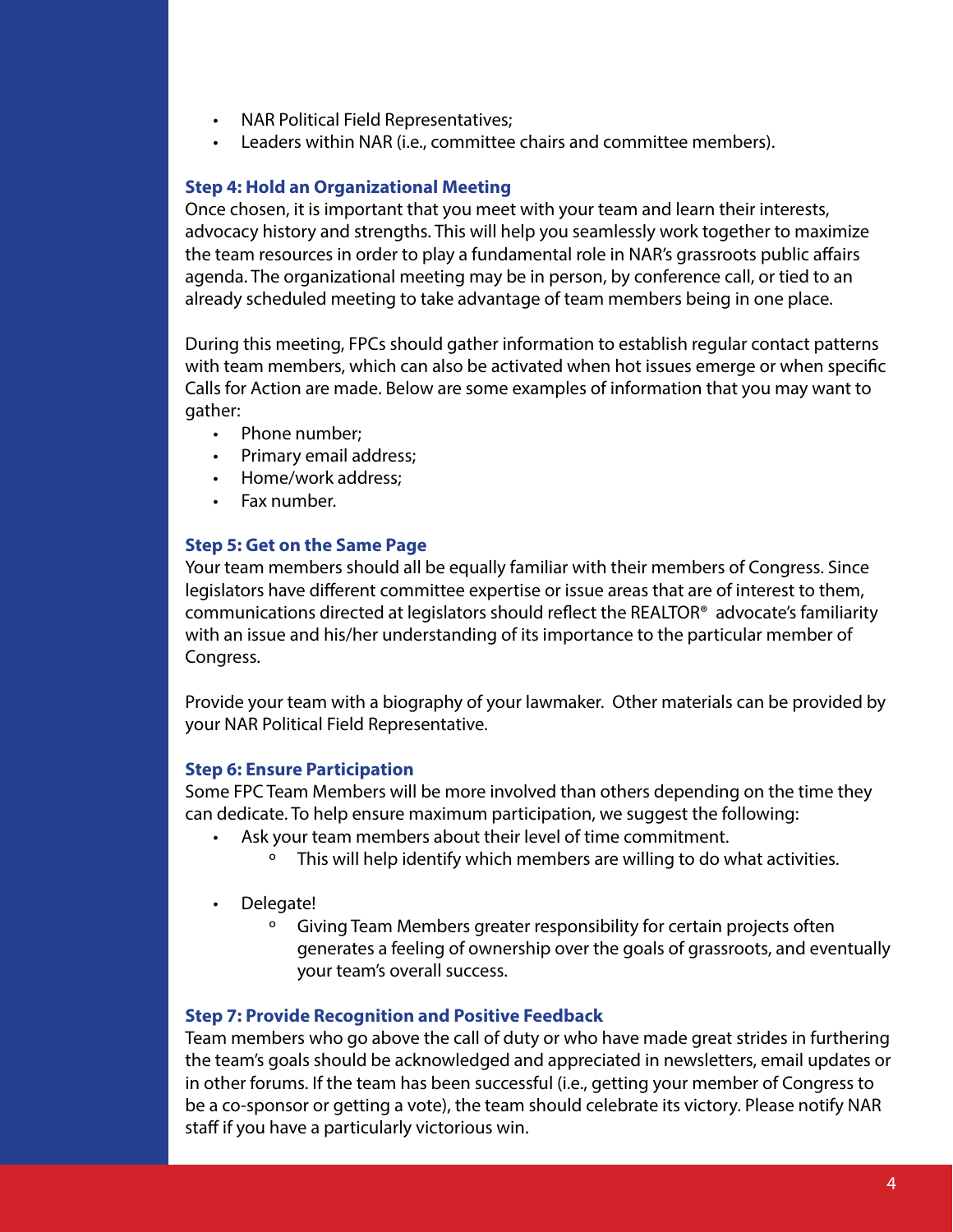- NAR Political Field Representatives;
- Leaders within NAR (i.e., committee chairs and committee members).

### Step 4: Hold an Organizational Meeting

Once chosen, it is important that you meet with your team and learn their interests, advocacy history and strengths. This will help you seamlessly work together to maximize the team resources in order to play a fundamental role in NAR's grassroots public affairs agenda. The organizational meeting may be in person, by conference call, or tied to an already scheduled meeting to take advantage of team members being in one place.

During this meeting, FPCs should gather information to establish regular contact patterns with team members, which can also be activated when hot issues emerge or when specific Calls for Action are made. Below are some examples of information that you may want to gather:

- Phone number;
- Primary email address;
- Home/work address;
- Fax number.

### Step 5: Get on the Same Page

Your team members should all be equally familiar with their members of Congress. Since legislators have different committee expertise or issue areas that are of interest to them, communications directed at legislators should reflect the REALTOR® advocate's familiarity with an issue and his/her understanding of its importance to the particular member of Congress.

Provide your team with a biography of your lawmaker. Other materials can be provided by your NAR Political Field Representative.

### Step 6: Ensure Participation

Some FPC Team Members will be more involved than others depending on the time they can dedicate. To help ensure maximum participation, we suggest the following:

- Ask your team members about their level of time commitment.
  - This will help identify which members are willing to do what activities.

- Delegate!
  - Giving Team Members greater responsibility for certain projects often generates a feeling of ownership over the goals of grassroots, and eventually your team's overall success.

### Step 7: Provide Recognition and Positive Feedback

Team members who go above the call of duty or who have made great strides in furthering the team's goals should be acknowledged and appreciated in newsletters, email updates or in other forums. If the team has been successful (i.e., getting your member of Congress to be a co-sponsor or getting a vote), the team should celebrate its victory. Please notify NAR staff if you have a particularly victorious win.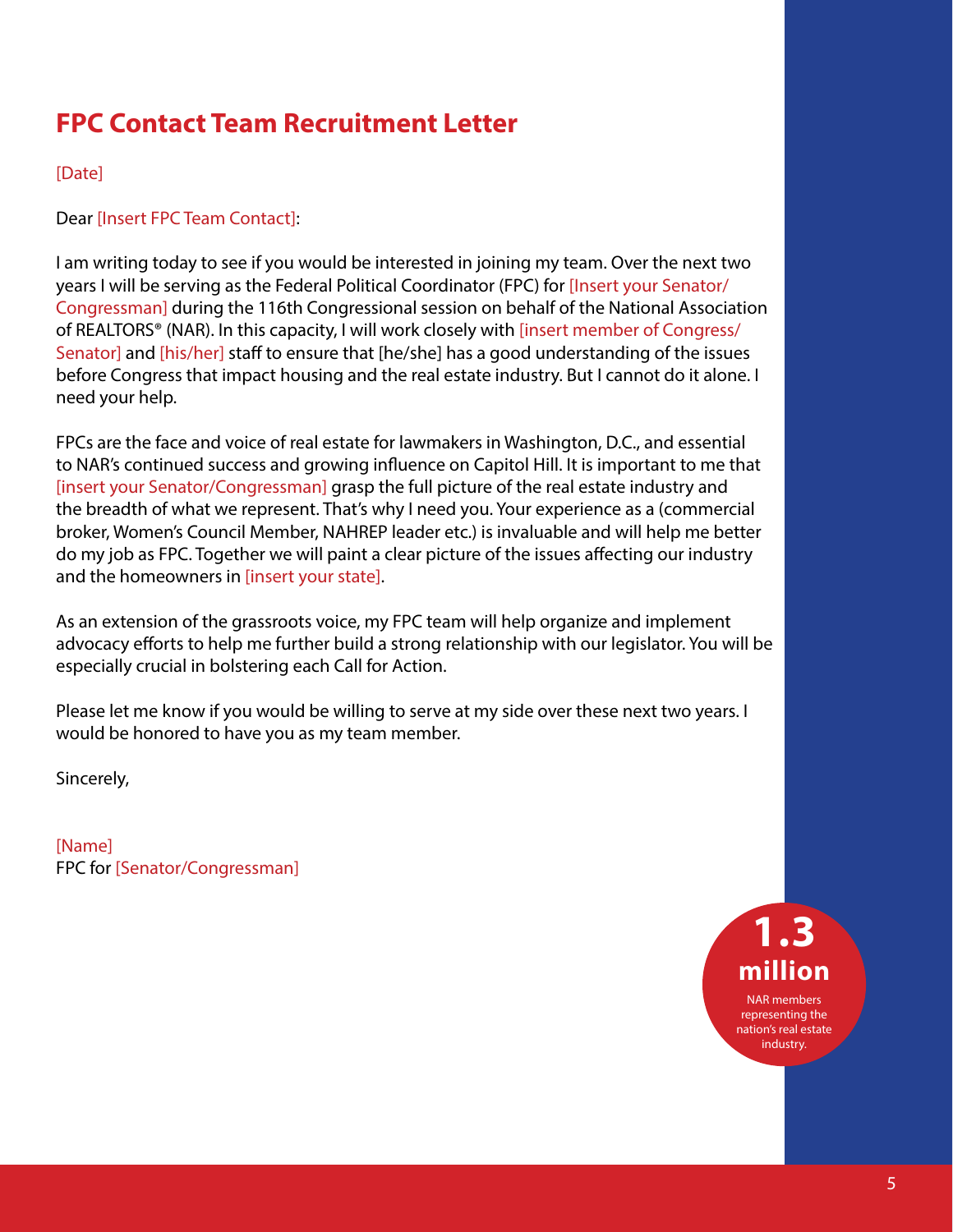# FPC Contact Team Recruitment Letter

[Date]

Dear [Insert FPC Team Contact]:

I am writing today to see if you would be interested in joining my team. Over the next two years I will be serving as the Federal Political Coordinator (FPC) for [Insert your Senator/Congressman] during the 116th Congressional session on behalf of the National Association of REALTORS® (NAR). In this capacity, I will work closely with [insert member of Congress/Senator] and [his/her] staff to ensure that [he/she] has a good understanding of the issues before Congress that impact housing and the real estate industry. But I cannot do it alone. I need your help.

FPCs are the face and voice of real estate for lawmakers in Washington, D.C., and essential to NAR's continued success and growing influence on Capitol Hill. It is important to me that [insert your Senator/Congressman] grasp the full picture of the real estate industry and the breadth of what we represent. That's why I need you. Your experience as a (commercial broker, Women's Council Member, NAHREP leader etc.) is invaluable and will help me better do my job as FPC. Together we will paint a clear picture of the issues affecting our industry and the homeowners in [insert your state].

As an extension of the grassroots voice, my FPC team will help organize and implement advocacy efforts to help me further build a strong relationship with our legislator. You will be especially crucial in bolstering each Call for Action.

Please let me know if you would be willing to serve at my side over these next two years. I would be honored to have you as my team member.

Sincerely,

[Name]
FPC for [Senator/Congressman]

**1.3 million**
NAR members representing the nation's real estate industry.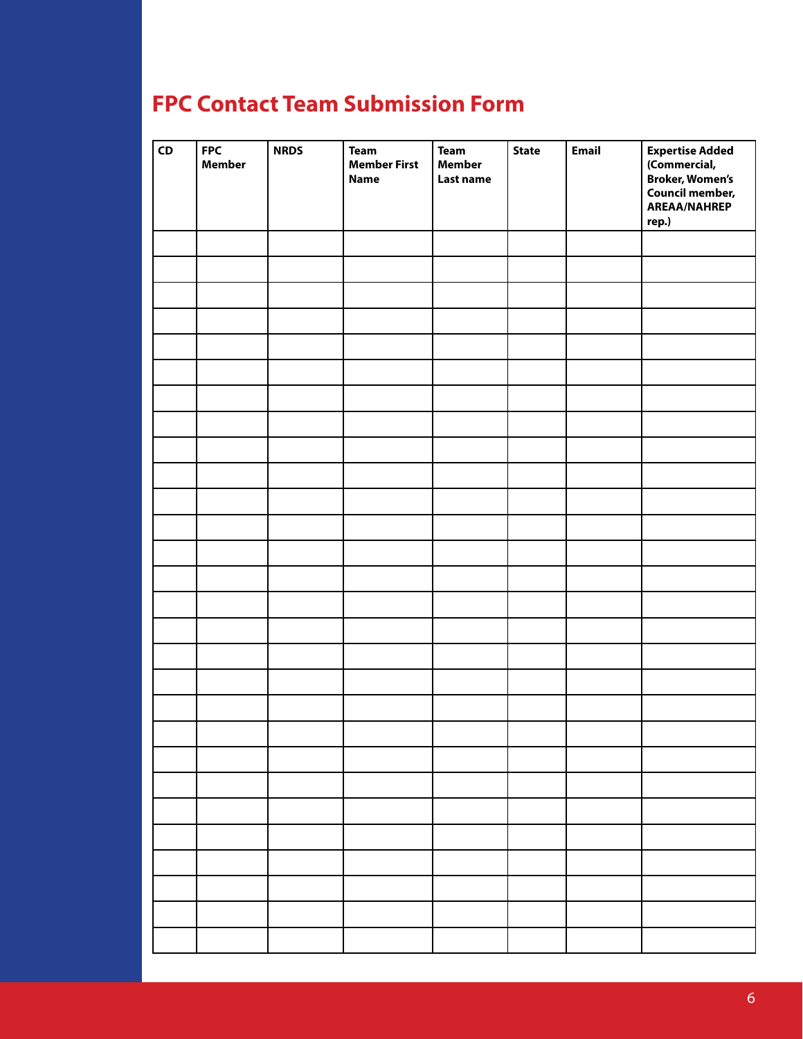## FPC Contact Team Submission Form

| CD | FPC Member | NRDS | Team Member First Name | Team Member Last name | State | Email | Expertise Added (Commercial, Broker, Women's Council member, AREAA/NAHREP rep.) |
|---|---|---|---|---|---|---|---|
| | | | | | | | |
| | | | | | | | |
| | | | | | | | |
| | | | | | | | |
| | | | | | | | |
| | | | | | | | |
| | | | | | | | |
| | | | | | | | |
| | | | | | | | |
| | | | | | | | |
| | | | | | | | |
| | | | | | | | |
| | | | | | | | |
| | | | | | | | |
| | | | | | | | |
| | | | | | | | |
| | | | | | | | |
| | | | | | | | |
| | | | | | | | |
| | | | | | | | |
| | | | | | | | |
| | | | | | | | |
| | | | | | | | |
| | | | | | | | |
| | | | | | | | |
| | | | | | | | |
| | | | | | | | |
| | | | | | | | |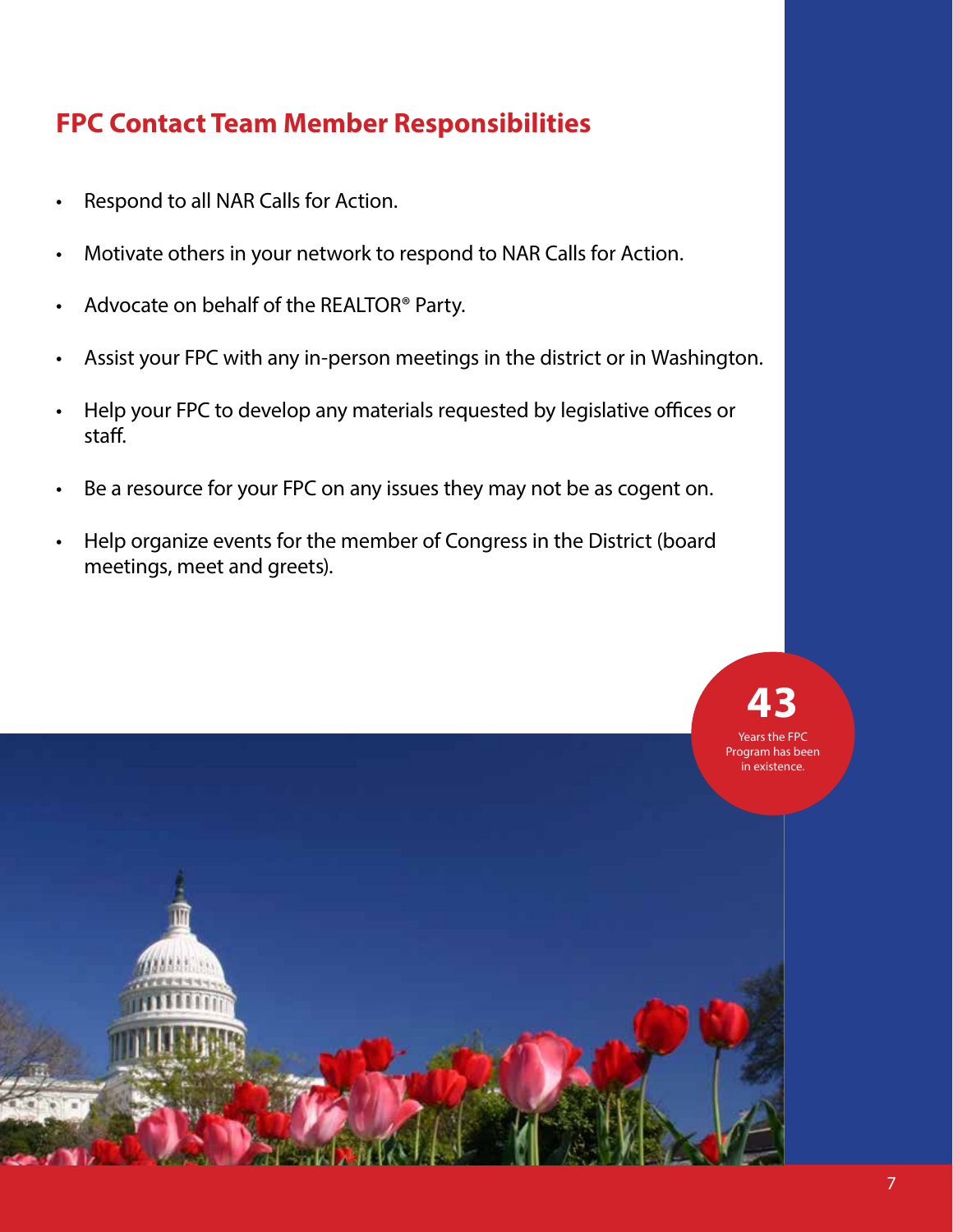## FPC Contact Team Member Responsibilities

- Respond to all NAR Calls for Action.
- Motivate others in your network to respond to NAR Calls for Action.
- Advocate on behalf of the REALTOR® Party.
- Assist your FPC with any in-person meetings in the district or in Washington.
- Help your FPC to develop any materials requested by legislative offices or staff.
- Be a resource for your FPC on any issues they may not be as cogent on.
- Help organize events for the member of Congress in the District (board meetings, meet and greets).

**43**

Years the FPC Program has been in existence.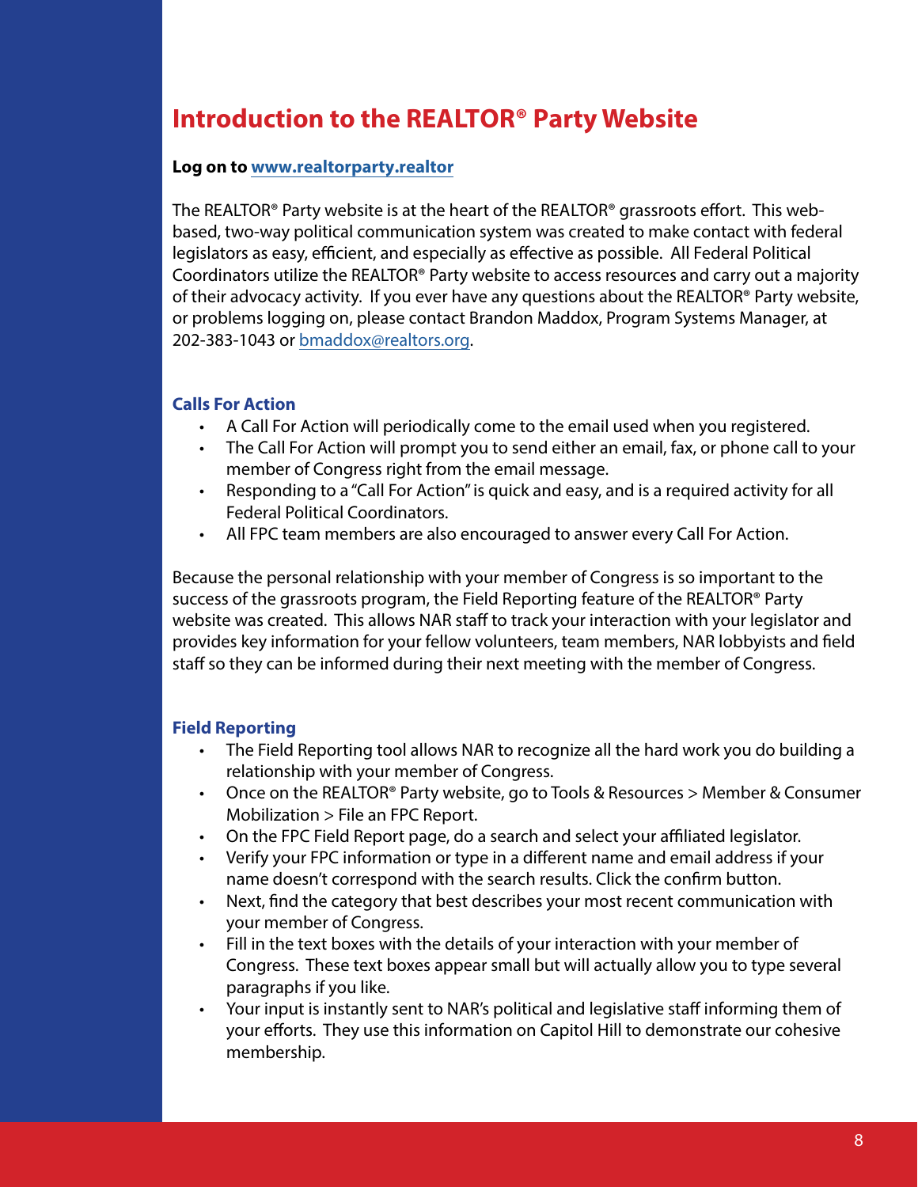# Introduction to the REALTOR® Party Website

**Log on to [www.realtorparty.realtor](www.realtorparty.realtor)**

The REALTOR® Party website is at the heart of the REALTOR® grassroots effort. This web-based, two-way political communication system was created to make contact with federal legislators as easy, efficient, and especially as effective as possible. All Federal Political Coordinators utilize the REALTOR® Party website to access resources and carry out a majority of their advocacy activity. If you ever have any questions about the REALTOR® Party website, or problems logging on, please contact Brandon Maddox, Program Systems Manager, at 202-383-1043 or [bmaddox@realtors.org](mailto:bmaddox@realtors.org).

### Calls For Action

- A Call For Action will periodically come to the email used when you registered.
- The Call For Action will prompt you to send either an email, fax, or phone call to your member of Congress right from the email message.
- Responding to a "Call For Action" is quick and easy, and is a required activity for all Federal Political Coordinators.
- All FPC team members are also encouraged to answer every Call For Action.

Because the personal relationship with your member of Congress is so important to the success of the grassroots program, the Field Reporting feature of the REALTOR® Party website was created. This allows NAR staff to track your interaction with your legislator and provides key information for your fellow volunteers, team members, NAR lobbyists and field staff so they can be informed during their next meeting with the member of Congress.

### Field Reporting

- The Field Reporting tool allows NAR to recognize all the hard work you do building a relationship with your member of Congress.
- Once on the REALTOR® Party website, go to Tools & Resources > Member & Consumer Mobilization > File an FPC Report.
- On the FPC Field Report page, do a search and select your affiliated legislator.
- Verify your FPC information or type in a different name and email address if your name doesn't correspond with the search results. Click the confirm button.
- Next, find the category that best describes your most recent communication with your member of Congress.
- Fill in the text boxes with the details of your interaction with your member of Congress. These text boxes appear small but will actually allow you to type several paragraphs if you like.
- Your input is instantly sent to NAR's political and legislative staff informing them of your efforts. They use this information on Capitol Hill to demonstrate our cohesive membership.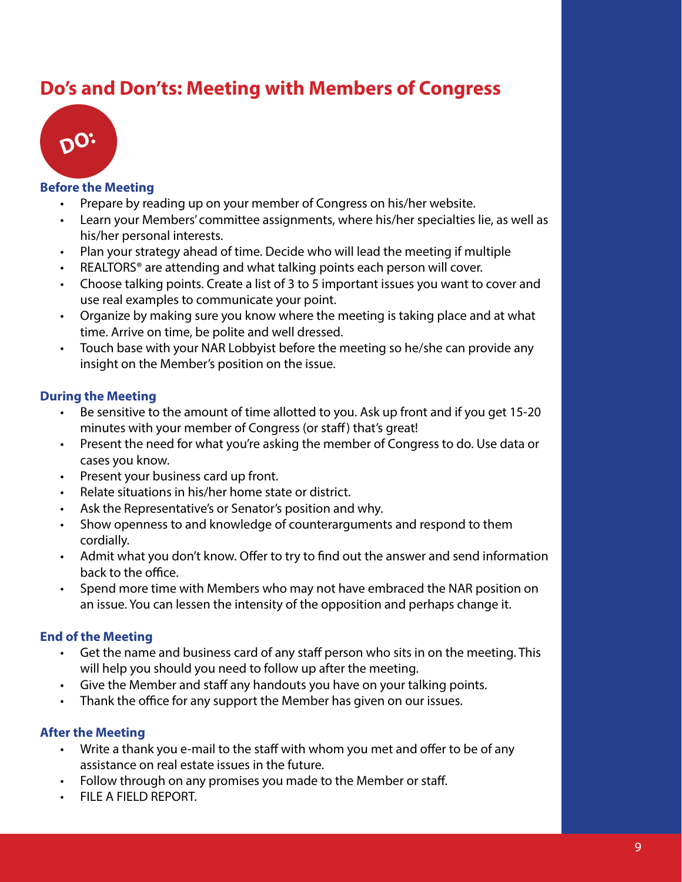# Do's and Don'ts: Meeting with Members of Congress

## DO:

### Before the Meeting

- Prepare by reading up on your member of Congress on his/her website.
- Learn your Members' committee assignments, where his/her specialties lie, as well as his/her personal interests.
- Plan your strategy ahead of time. Decide who will lead the meeting if multiple
- REALTORS® are attending and what talking points each person will cover.
- Choose talking points. Create a list of 3 to 5 important issues you want to cover and use real examples to communicate your point.
- Organize by making sure you know where the meeting is taking place and at what time. Arrive on time, be polite and well dressed.
- Touch base with your NAR Lobbyist before the meeting so he/she can provide any insight on the Member's position on the issue.

### During the Meeting

- Be sensitive to the amount of time allotted to you. Ask up front and if you get 15-20 minutes with your member of Congress (or staff) that's great!
- Present the need for what you're asking the member of Congress to do. Use data or cases you know.
- Present your business card up front.
- Relate situations in his/her home state or district.
- Ask the Representative's or Senator's position and why.
- Show openness to and knowledge of counterarguments and respond to them cordially.
- Admit what you don't know. Offer to try to find out the answer and send information back to the office.
- Spend more time with Members who may not have embraced the NAR position on an issue. You can lessen the intensity of the opposition and perhaps change it.

### End of the Meeting

- Get the name and business card of any staff person who sits in on the meeting. This will help you should you need to follow up after the meeting.
- Give the Member and staff any handouts you have on your talking points.
- Thank the office for any support the Member has given on our issues.

### After the Meeting

- Write a thank you e-mail to the staff with whom you met and offer to be of any assistance on real estate issues in the future.
- Follow through on any promises you made to the Member or staff.
- FILE A FIELD REPORT.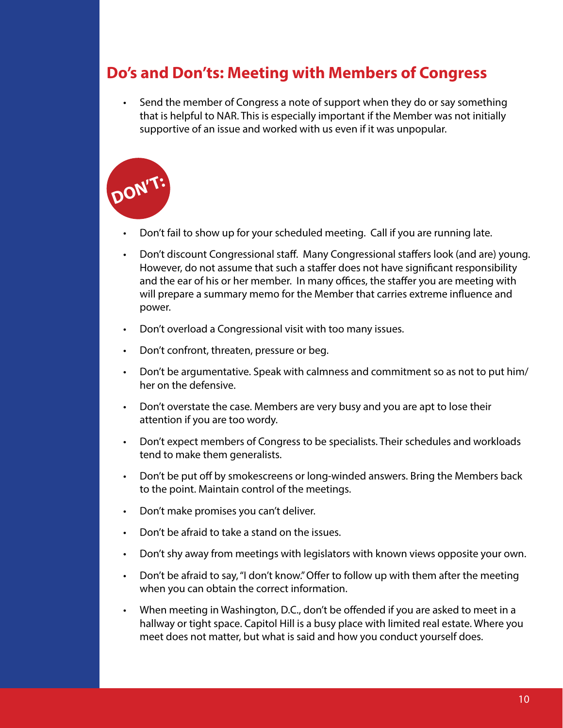## Do's and Don'ts: Meeting with Members of Congress

- Send the member of Congress a note of support when they do or say something that is helpful to NAR. This is especially important if the Member was not initially supportive of an issue and worked with us even if it was unpopular.

**DON'T:**

- Don't fail to show up for your scheduled meeting. Call if you are running late.
- Don't discount Congressional staff. Many Congressional staffers look (and are) young. However, do not assume that such a staffer does not have significant responsibility and the ear of his or her member. In many offices, the staffer you are meeting with will prepare a summary memo for the Member that carries extreme influence and power.
- Don't overload a Congressional visit with too many issues.
- Don't confront, threaten, pressure or beg.
- Don't be argumentative. Speak with calmness and commitment so as not to put him/her on the defensive.
- Don't overstate the case. Members are very busy and you are apt to lose their attention if you are too wordy.
- Don't expect members of Congress to be specialists. Their schedules and workloads tend to make them generalists.
- Don't be put off by smokescreens or long-winded answers. Bring the Members back to the point. Maintain control of the meetings.
- Don't make promises you can't deliver.
- Don't be afraid to take a stand on the issues.
- Don't shy away from meetings with legislators with known views opposite your own.
- Don't be afraid to say, "I don't know." Offer to follow up with them after the meeting when you can obtain the correct information.
- When meeting in Washington, D.C., don't be offended if you are asked to meet in a hallway or tight space. Capitol Hill is a busy place with limited real estate. Where you meet does not matter, but what is said and how you conduct yourself does.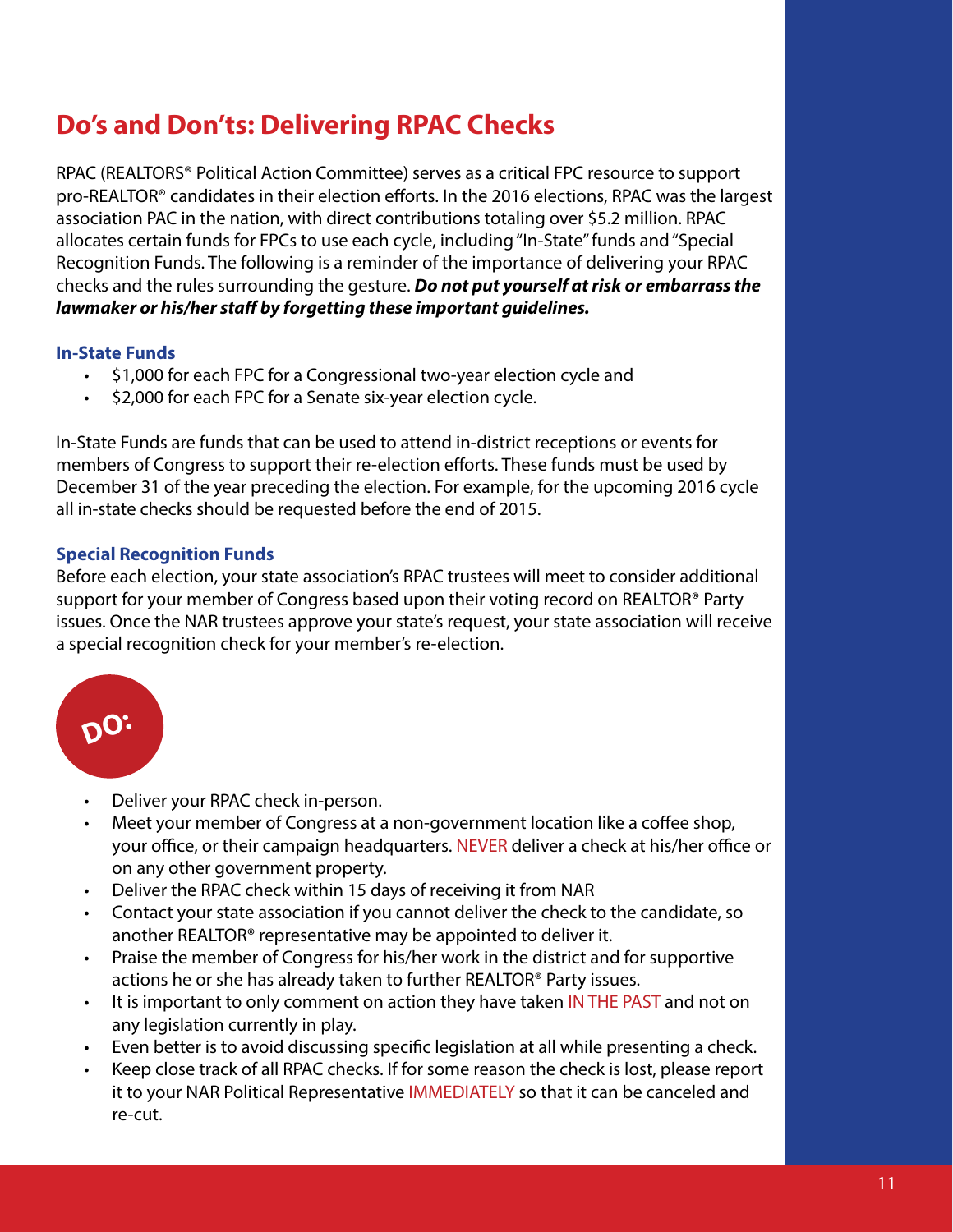## Do's and Don'ts: Delivering RPAC Checks

RPAC (REALTORS® Political Action Committee) serves as a critical FPC resource to support pro-REALTOR® candidates in their election efforts. In the 2016 elections, RPAC was the largest association PAC in the nation, with direct contributions totaling over $5.2 million. RPAC allocates certain funds for FPCs to use each cycle, including "In-State" funds and "Special Recognition Funds. The following is a reminder of the importance of delivering your RPAC checks and the rules surrounding the gesture. ***Do not put yourself at risk or embarrass the lawmaker or his/her staff by forgetting these important guidelines.***

### In-State Funds

- $1,000 for each FPC for a Congressional two-year election cycle and
- $2,000 for each FPC for a Senate six-year election cycle.

In-State Funds are funds that can be used to attend in-district receptions or events for members of Congress to support their re-election efforts. These funds must be used by December 31 of the year preceding the election. For example, for the upcoming 2016 cycle all in-state checks should be requested before the end of 2015.

### Special Recognition Funds

Before each election, your state association's RPAC trustees will meet to consider additional support for your member of Congress based upon their voting record on REALTOR® Party issues. Once the NAR trustees approve your state's request, your state association will receive a special recognition check for your member's re-election.

### DO:

- Deliver your RPAC check in-person.
- Meet your member of Congress at a non-government location like a coffee shop, your office, or their campaign headquarters. NEVER deliver a check at his/her office or on any other government property.
- Deliver the RPAC check within 15 days of receiving it from NAR
- Contact your state association if you cannot deliver the check to the candidate, so another REALTOR® representative may be appointed to deliver it.
- Praise the member of Congress for his/her work in the district and for supportive actions he or she has already taken to further REALTOR® Party issues.
- It is important to only comment on action they have taken IN THE PAST and not on any legislation currently in play.
- Even better is to avoid discussing specific legislation at all while presenting a check.
- Keep close track of all RPAC checks. If for some reason the check is lost, please report it to your NAR Political Representative IMMEDIATELY so that it can be canceled and re-cut.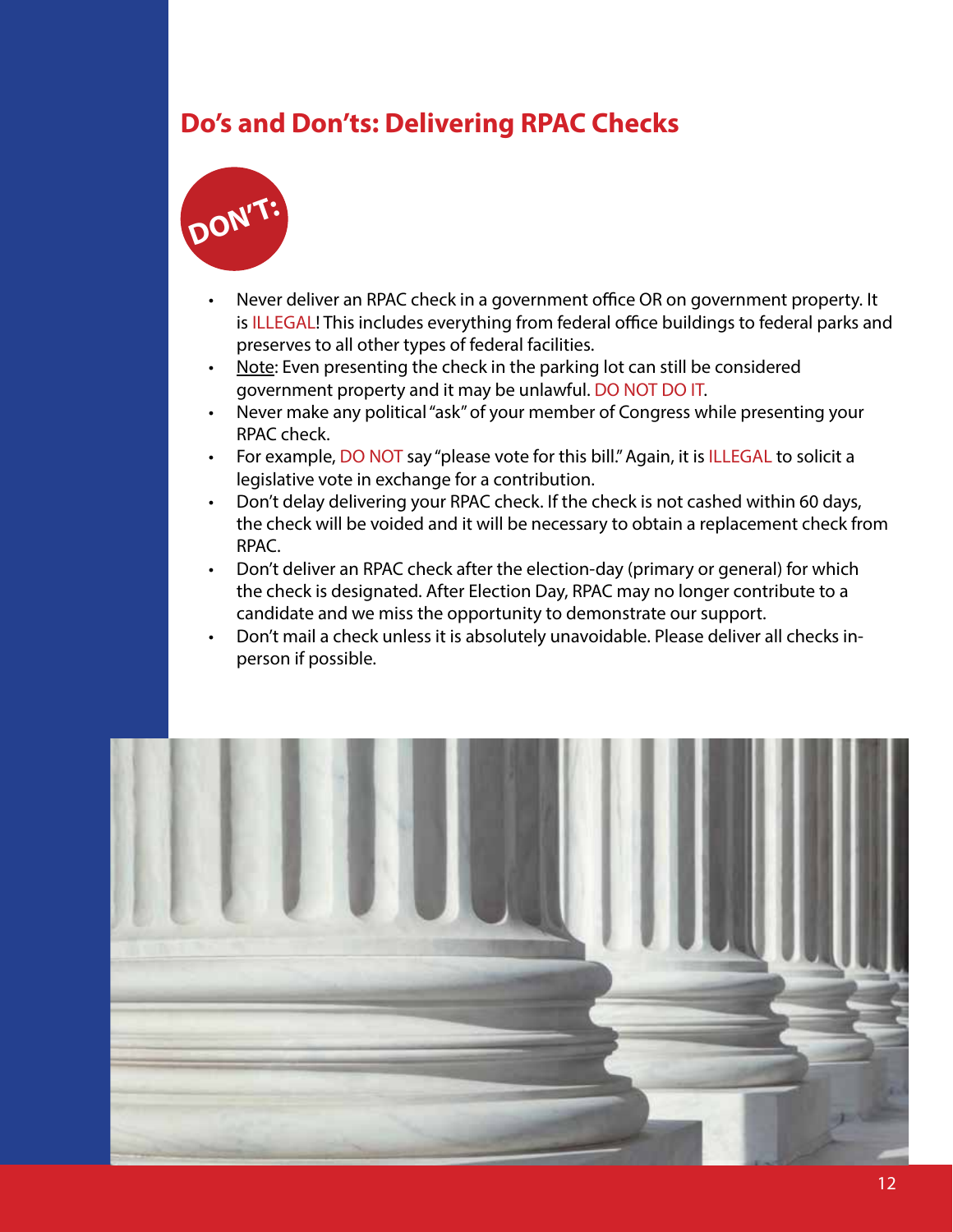## Do's and Don'ts: Delivering RPAC Checks

**DON'T:**

- Never deliver an RPAC check in a government office OR on government property. It is ILLEGAL! This includes everything from federal office buildings to federal parks and preserves to all other types of federal facilities.
- Note: Even presenting the check in the parking lot can still be considered government property and it may be unlawful. DO NOT DO IT.
- Never make any political "ask" of your member of Congress while presenting your RPAC check.
- For example, DO NOT say "please vote for this bill." Again, it is ILLEGAL to solicit a legislative vote in exchange for a contribution.
- Don't delay delivering your RPAC check. If the check is not cashed within 60 days, the check will be voided and it will be necessary to obtain a replacement check from RPAC.
- Don't deliver an RPAC check after the election-day (primary or general) for which the check is designated. After Election Day, RPAC may no longer contribute to a candidate and we miss the opportunity to demonstrate our support.
- Don't mail a check unless it is absolutely unavoidable. Please deliver all checks in-person if possible.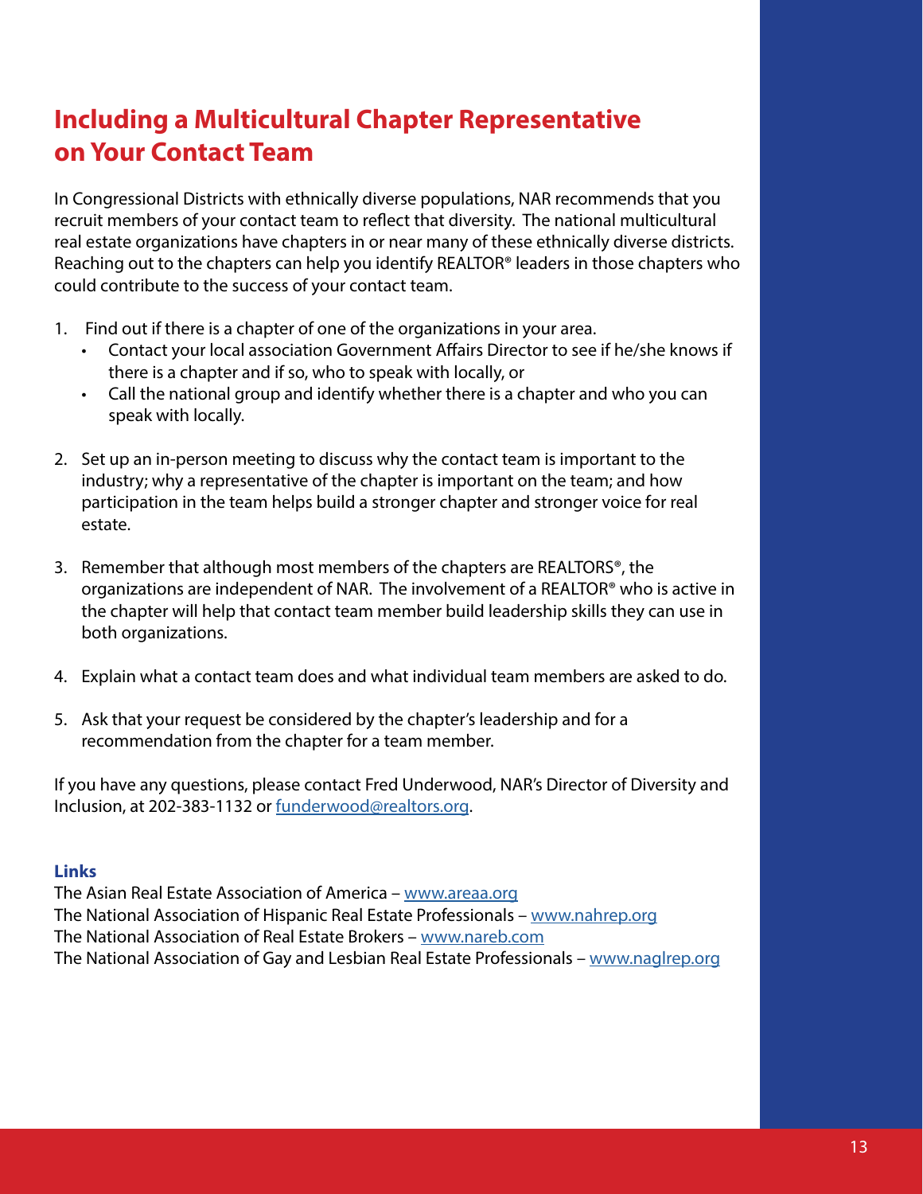# Including a Multicultural Chapter Representative on Your Contact Team

In Congressional Districts with ethnically diverse populations, NAR recommends that you recruit members of your contact team to reflect that diversity. The national multicultural real estate organizations have chapters in or near many of these ethnically diverse districts. Reaching out to the chapters can help you identify REALTOR® leaders in those chapters who could contribute to the success of your contact team.

1. Find out if there is a chapter of one of the organizations in your area.
   - Contact your local association Government Affairs Director to see if he/she knows if there is a chapter and if so, who to speak with locally, or
   - Call the national group and identify whether there is a chapter and who you can speak with locally.

2. Set up an in-person meeting to discuss why the contact team is important to the industry; why a representative of the chapter is important on the team; and how participation in the team helps build a stronger chapter and stronger voice for real estate.

3. Remember that although most members of the chapters are REALTORS®, the organizations are independent of NAR. The involvement of a REALTOR® who is active in the chapter will help that contact team member build leadership skills they can use in both organizations.

4. Explain what a contact team does and what individual team members are asked to do.

5. Ask that your request be considered by the chapter's leadership and for a recommendation from the chapter for a team member.

If you have any questions, please contact Fred Underwood, NAR's Director of Diversity and Inclusion, at 202-383-1132 or funderwood@realtors.org.

**Links**

The Asian Real Estate Association of America – www.areaa.org
The National Association of Hispanic Real Estate Professionals – www.nahrep.org
The National Association of Real Estate Brokers – www.nareb.com
The National Association of Gay and Lesbian Real Estate Professionals – www.naglrep.org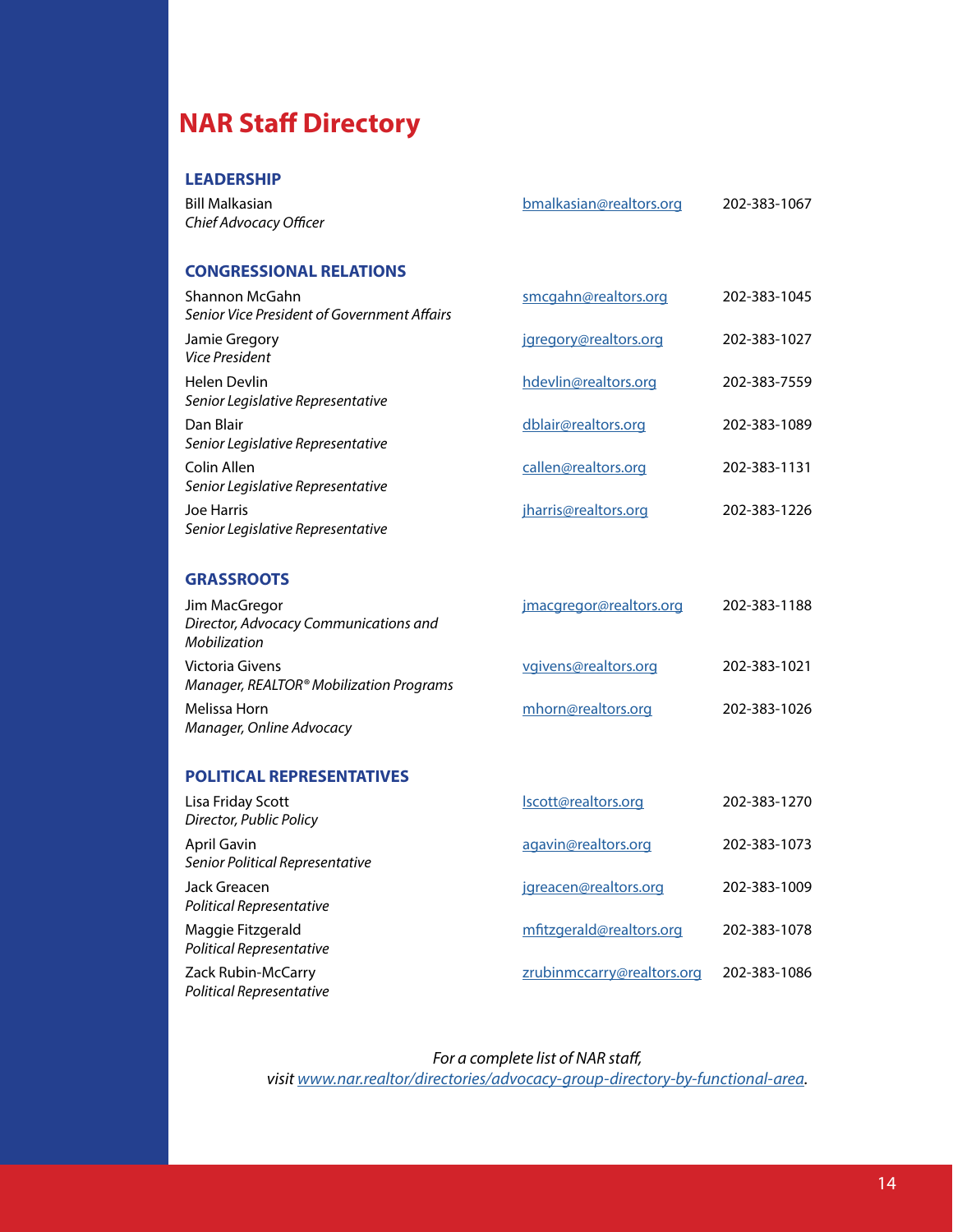# NAR Staff Directory

## LEADERSHIP

| Name / Title | Email | Phone |
|---|---|---|
| Bill Malkasian<br>*Chief Advocacy Officer* | bmalkasian@realtors.org | 202-383-1067 |

## CONGRESSIONAL RELATIONS

| Name / Title | Email | Phone |
|---|---|---|
| Shannon McGahn<br>*Senior Vice President of Government Affairs* | smcgahn@realtors.org | 202-383-1045 |
| Jamie Gregory<br>*Vice President* | jgregory@realtors.org | 202-383-1027 |
| Helen Devlin<br>*Senior Legislative Representative* | hdevlin@realtors.org | 202-383-7559 |
| Dan Blair<br>*Senior Legislative Representative* | dblair@realtors.org | 202-383-1089 |
| Colin Allen<br>*Senior Legislative Representative* | callen@realtors.org | 202-383-1131 |
| Joe Harris<br>*Senior Legislative Representative* | jharris@realtors.org | 202-383-1226 |

## GRASSROOTS

| Name / Title | Email | Phone |
|---|---|---|
| Jim MacGregor<br>*Director, Advocacy Communications and Mobilization* | jmacgregor@realtors.org | 202-383-1188 |
| Victoria Givens<br>*Manager, REALTOR® Mobilization Programs* | vgivens@realtors.org | 202-383-1021 |
| Melissa Horn<br>*Manager, Online Advocacy* | mhorn@realtors.org | 202-383-1026 |

## POLITICAL REPRESENTATIVES

| Name / Title | Email | Phone |
|---|---|---|
| Lisa Friday Scott<br>*Director, Public Policy* | lscott@realtors.org | 202-383-1270 |
| April Gavin<br>*Senior Political Representative* | agavin@realtors.org | 202-383-1073 |
| Jack Greacen<br>*Political Representative* | jgreacen@realtors.org | 202-383-1009 |
| Maggie Fitzgerald<br>*Political Representative* | mfitzgerald@realtors.org | 202-383-1078 |
| Zack Rubin-McCarry<br>*Political Representative* | zrubinmccarry@realtors.org | 202-383-1086 |

*For a complete list of NAR staff,*
*visit www.nar.realtor/directories/advocacy-group-directory-by-functional-area.*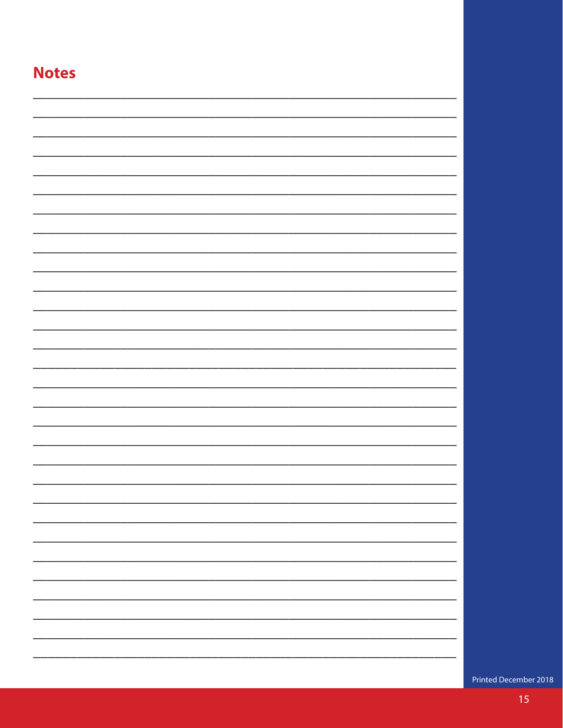## Notes

Printed December 2018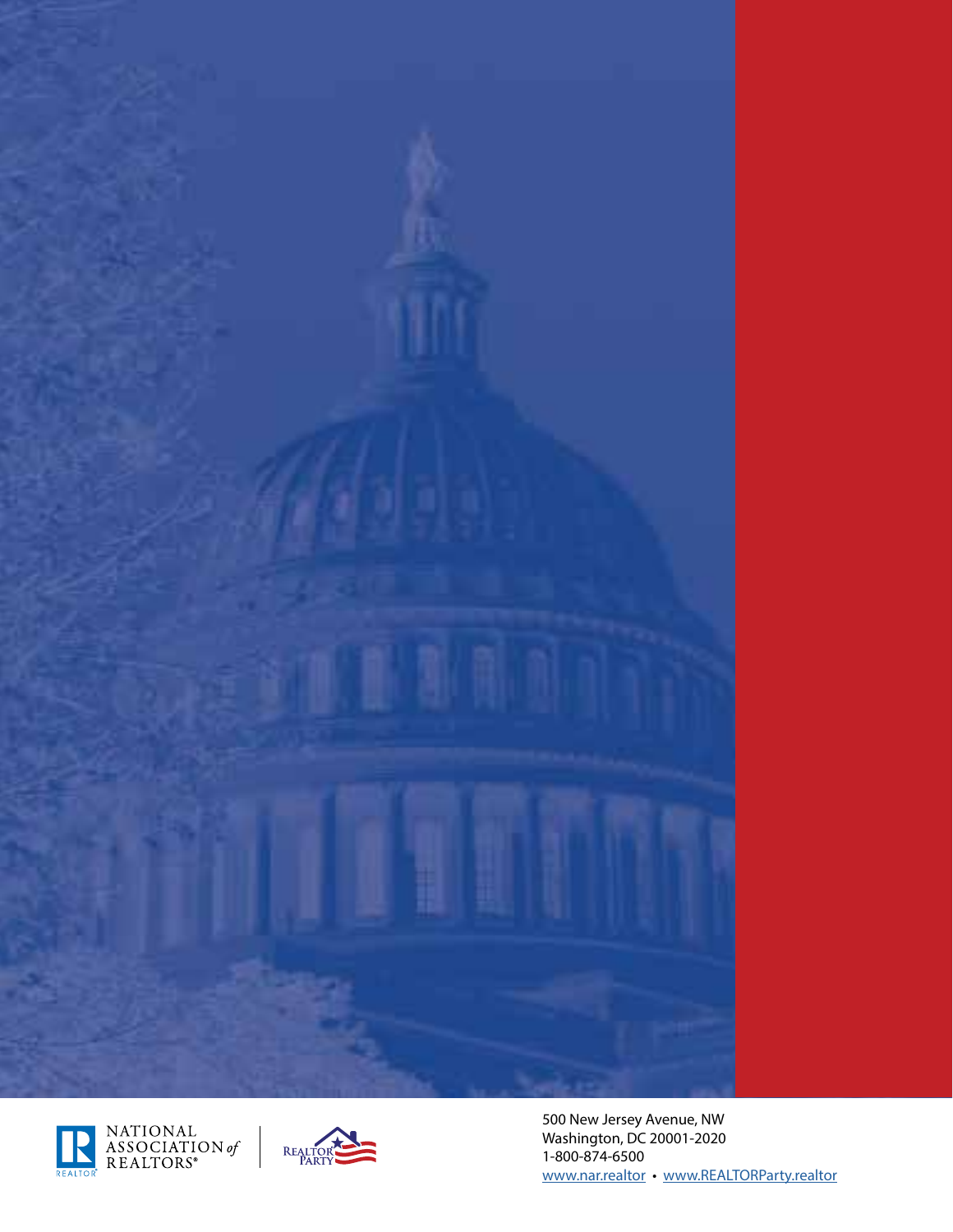NATIONAL ASSOCIATION *of* REALTORS®

REALTOR® PARTY

500 New Jersey Avenue, NW
Washington, DC 20001-2020
1-800-874-6500
www.nar.realtor • www.REALTORParty.realtor